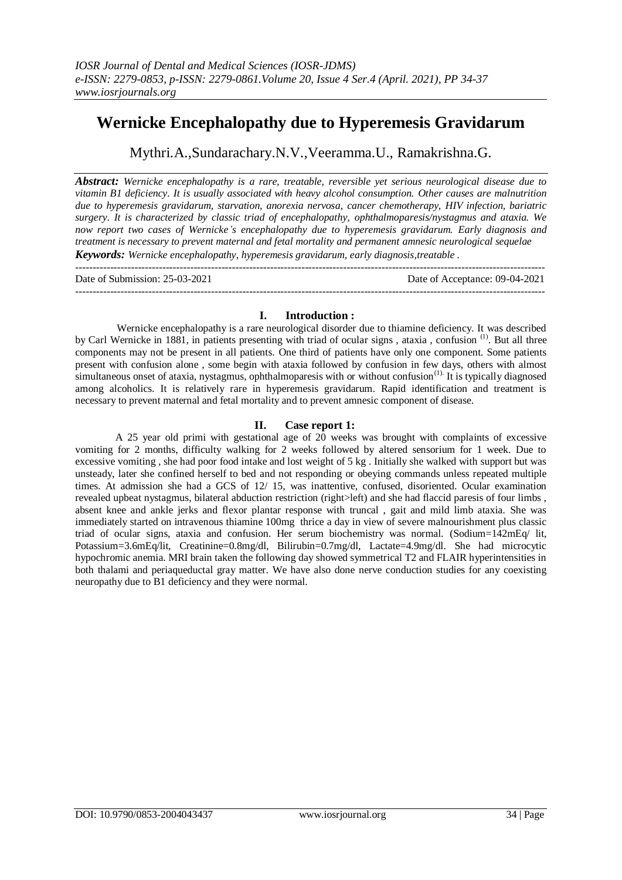# Wernicke Encephalopathy due to Hyperemesis Gravidarum

Mythri.A.,Sundarachary.N.V.,Veeramma.U., Ramakrishna.G.

***Abstract:*** *Wernicke encephalopathy is a rare, treatable, reversible yet serious neurological disease due to vitamin B1 deficiency. It is usually associated with heavy alcohol consumption. Other causes are malnutrition due to hyperemesis gravidarum, starvation, anorexia nervosa, cancer chemotherapy, HIV infection, bariatric surgery. It is characterized by classic triad of encephalopathy, ophthalmoparesis/nystagmus and ataxia. We now report two cases of Wernicke's encephalopathy due to hyperemesis gravidarum. Early diagnosis and treatment is necessary to prevent maternal and fetal mortality and permanent amnesic neurological sequelae*

***Keywords:*** *Wernicke encephalopathy, hyperemesis gravidarum, early diagnosis,treatable .*

---

Date of Submission: 25-03-2021 Date of Acceptance: 09-04-2021

---

## I. Introduction :

Wernicke encephalopathy is a rare neurological disorder due to thiamine deficiency. It was described by Carl Wernicke in 1881, in patients presenting with triad of ocular signs , ataxia , confusion [(1)]. But all three components may not be present in all patients. One third of patients have only one component. Some patients present with confusion alone , some begin with ataxia followed by confusion in few days, others with almost simultaneous onset of ataxia, nystagmus, ophthalmoparesis with or without confusion[(1).] It is typically diagnosed among alcoholics. It is relatively rare in hyperemesis gravidarum. Rapid identification and treatment is necessary to prevent maternal and fetal mortality and to prevent amnesic component of disease.

## II. Case report 1:

A 25 year old primi with gestational age of 20 weeks was brought with complaints of excessive vomiting for 2 months, difficulty walking for 2 weeks followed by altered sensorium for 1 week. Due to excessive vomiting , she had poor food intake and lost weight of 5 kg . Initially she walked with support but was unsteady, later she confined herself to bed and not responding or obeying commands unless repeated multiple times. At admission she had a GCS of 12/ 15, was inattentive, confused, disoriented. Ocular examination revealed upbeat nystagmus, bilateral abduction restriction (right>left) and she had flaccid paresis of four limbs , absent knee and ankle jerks and flexor plantar response with truncal , gait and mild limb ataxia. She was immediately started on intravenous thiamine 100mg thrice a day in view of severe malnourishment plus classic triad of ocular signs, ataxia and confusion. Her serum biochemistry was normal. (Sodium=142mEq/ lit, Potassium=3.6mEq/lit, Creatinine=0.8mg/dl, Bilirubin=0.7mg/dl, Lactate=4.9mg/dl. She had microcytic hypochromic anemia. MRI brain taken the following day showed symmetrical T2 and FLAIR hyperintensities in both thalami and periaqueductal gray matter. We have also done nerve conduction studies for any coexisting neuropathy due to B1 deficiency and they were normal.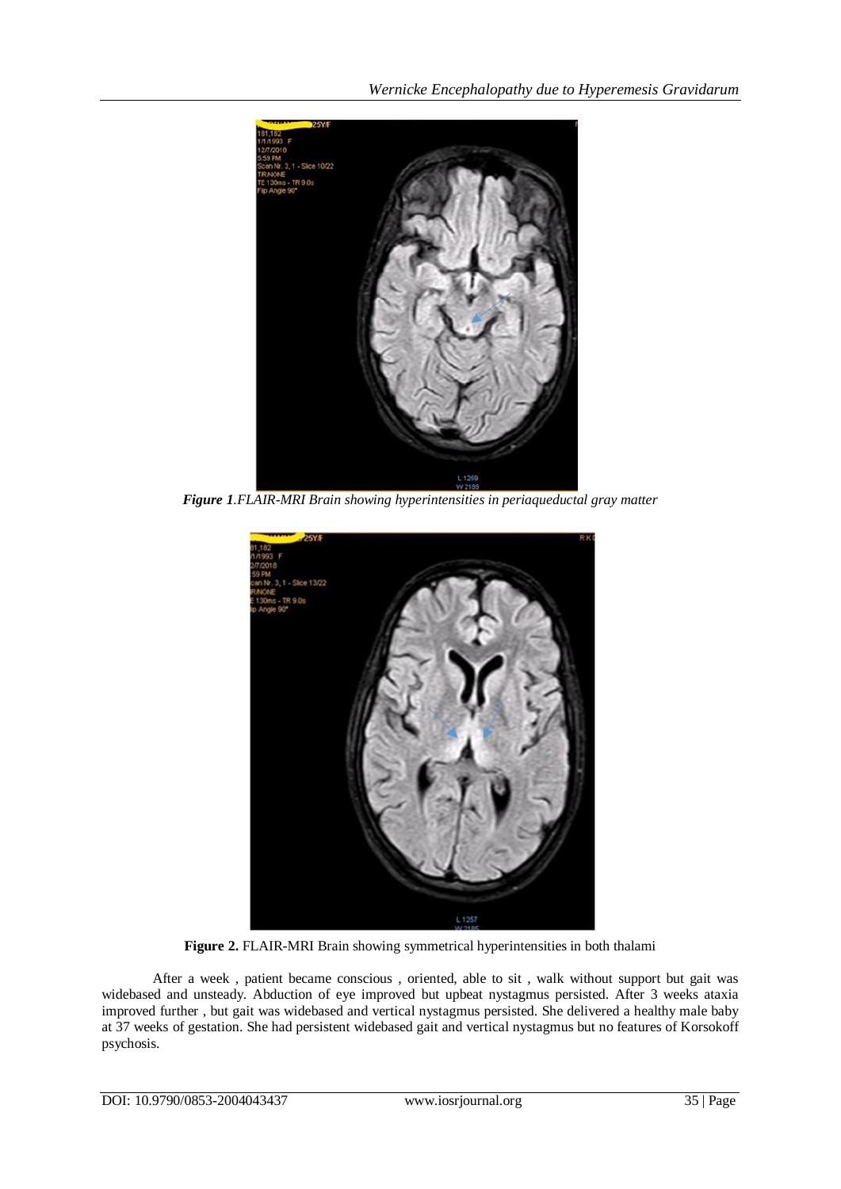*Figure 1*.*FLAIR-MRI Brain showing hyperintensities in periaqueductal gray matter*

**Figure 2.** FLAIR-MRI Brain showing symmetrical hyperintensities in both thalami

After a week , patient became conscious , oriented, able to sit , walk without support but gait was widebased and unsteady. Abduction of eye improved but upbeat nystagmus persisted. After 3 weeks ataxia improved further , but gait was widebased and vertical nystagmus persisted. She delivered a healthy male baby at 37 weeks of gestation. She had persistent widebased gait and vertical nystagmus but no features of Korsokoff psychosis.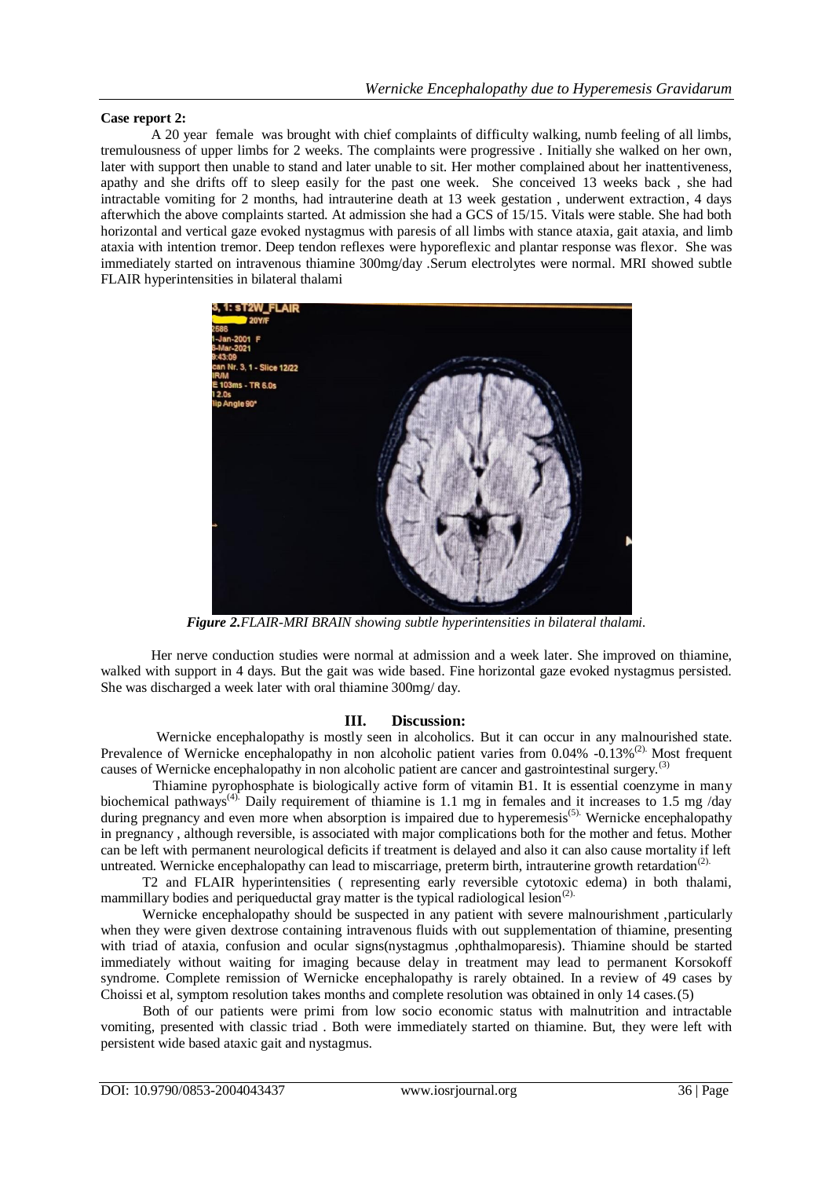**Case report 2:**

A 20 year female was brought with chief complaints of difficulty walking, numb feeling of all limbs, tremulousness of upper limbs for 2 weeks. The complaints were progressive . Initially she walked on her own, later with support then unable to stand and later unable to sit. Her mother complained about her inattentiveness, apathy and she drifts off to sleep easily for the past one week. She conceived 13 weeks back , she had intractable vomiting for 2 months, had intrauterine death at 13 week gestation , underwent extraction, 4 days afterwhich the above complaints started. At admission she had a GCS of 15/15. Vitals were stable. She had both horizontal and vertical gaze evoked nystagmus with paresis of all limbs with stance ataxia, gait ataxia, and limb ataxia with intention tremor. Deep tendon reflexes were hyporeflexic and plantar response was flexor. She was immediately started on intravenous thiamine 300mg/day .Serum electrolytes were normal. MRI showed subtle FLAIR hyperintensities in bilateral thalami

***Figure 2.**FLAIR-MRI BRAIN showing subtle hyperintensities in bilateral thalami.*

Her nerve conduction studies were normal at admission and a week later. She improved on thiamine, walked with support in 4 days. But the gait was wide based. Fine horizontal gaze evoked nystagmus persisted. She was discharged a week later with oral thiamine 300mg/ day.

## III. Discussion:

Wernicke encephalopathy is mostly seen in alcoholics. But it can occur in any malnourished state. Prevalence of Wernicke encephalopathy in non alcoholic patient varies from 0.04% -0.13%[2]. Most frequent causes of Wernicke encephalopathy in non alcoholic patient are cancer and gastrointestinal surgery.[3]

Thiamine pyrophosphate is biologically active form of vitamin B1. It is essential coenzyme in many biochemical pathways[4]. Daily requirement of thiamine is 1.1 mg in females and it increases to 1.5 mg /day during pregnancy and even more when absorption is impaired due to hyperemesis[5]. Wernicke encephalopathy in pregnancy , although reversible, is associated with major complications both for the mother and fetus. Mother can be left with permanent neurological deficits if treatment is delayed and also it can also cause mortality if left untreated. Wernicke encephalopathy can lead to miscarriage, preterm birth, intrauterine growth retardation[2].

T2 and FLAIR hyperintensities ( representing early reversible cytotoxic edema) in both thalami, mammillary bodies and periqueductal gray matter is the typical radiological lesion[2].

Wernicke encephalopathy should be suspected in any patient with severe malnourishment ,particularly when they were given dextrose containing intravenous fluids with out supplementation of thiamine, presenting with triad of ataxia, confusion and ocular signs(nystagmus ,ophthalmoparesis). Thiamine should be started immediately without waiting for imaging because delay in treatment may lead to permanent Korsokoff syndrome. Complete remission of Wernicke encephalopathy is rarely obtained. In a review of 49 cases by Choissi et al, symptom resolution takes months and complete resolution was obtained in only 14 cases.(5)

Both of our patients were primi from low socio economic status with malnutrition and intractable vomiting, presented with classic triad . Both were immediately started on thiamine. But, they were left with persistent wide based ataxic gait and nystagmus.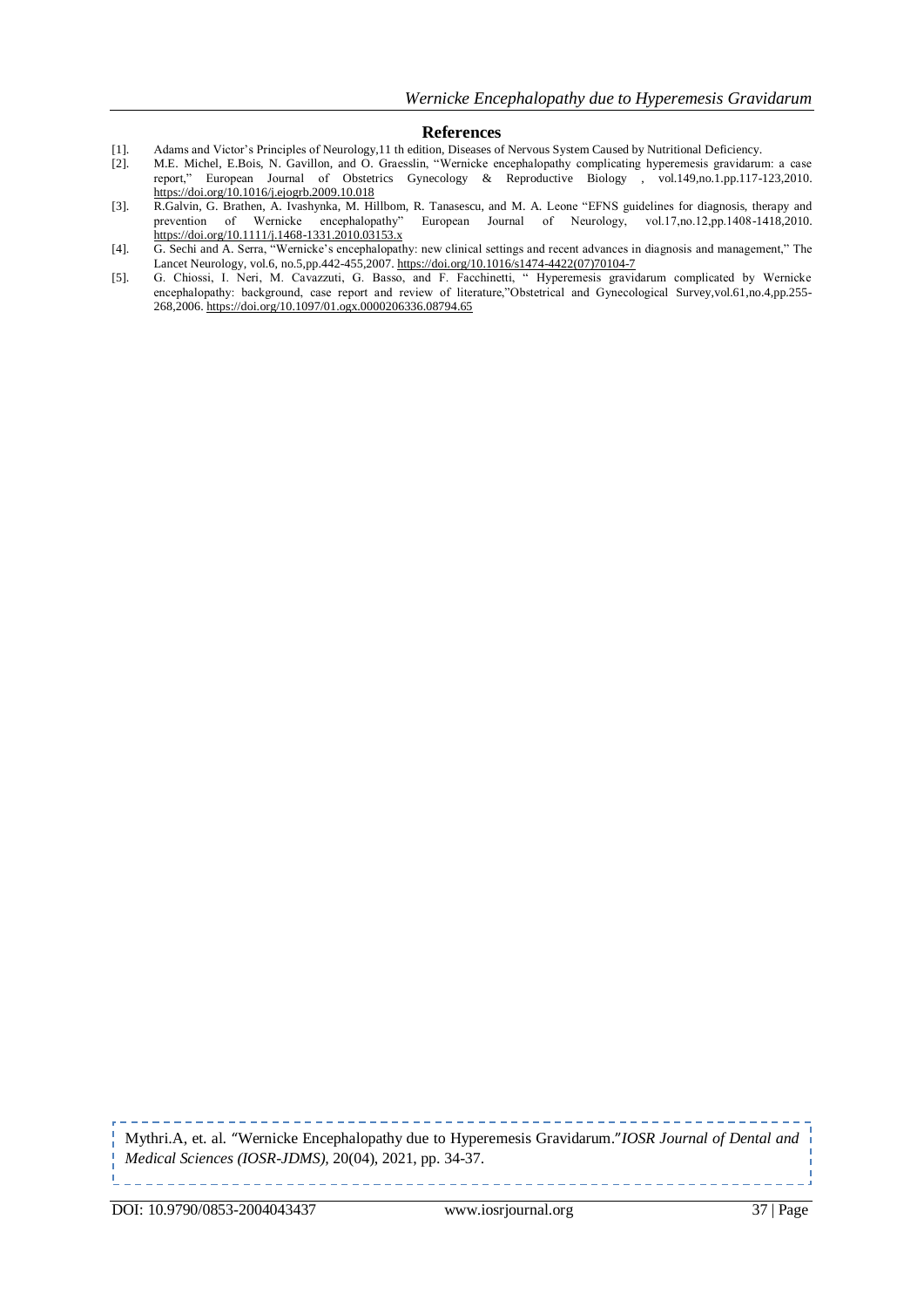## References

[1]. Adams and Victor's Principles of Neurology,11 th edition, Diseases of Nervous System Caused by Nutritional Deficiency.

[2]. M.E. Michel, E.Bois, N. Gavillon, and O. Graesslin, "Wernicke encephalopathy complicating hyperemesis gravidarum: a case report," European Journal of Obstetrics Gynecology & Reproductive Biology , vol.149,no.1.pp.117-123,2010. https://doi.org/10.1016/j.ejogrb.2009.10.018

[3]. R.Galvin, G. Brathen, A. Ivashynka, M. Hillbom, R. Tanasescu, and M. A. Leone "EFNS guidelines for diagnosis, therapy and prevention of Wernicke encephalopathy" European Journal of Neurology, vol.17,no.12,pp.1408-1418,2010. https://doi.org/10.1111/j.1468-1331.2010.03153.x

[4]. G. Sechi and A. Serra, "Wernicke's encephalopathy: new clinical settings and recent advances in diagnosis and management," The Lancet Neurology, vol.6, no.5,pp.442-455,2007. https://doi.org/10.1016/s1474-4422(07)70104-7

[5]. G. Chiossi, I. Neri, M. Cavazzuti, G. Basso, and F. Facchinetti, " Hyperemesis gravidarum complicated by Wernicke encephalopathy: background, case report and review of literature,"Obstetrical and Gynecological Survey,vol.61,no.4,pp.255-268,2006. https://doi.org/10.1097/01.ogx.0000206336.08794.65

Mythri.A, et. al. "Wernicke Encephalopathy due to Hyperemesis Gravidarum."*IOSR Journal of Dental and Medical Sciences (IOSR-JDMS)*, 20(04), 2021, pp. 34-37.